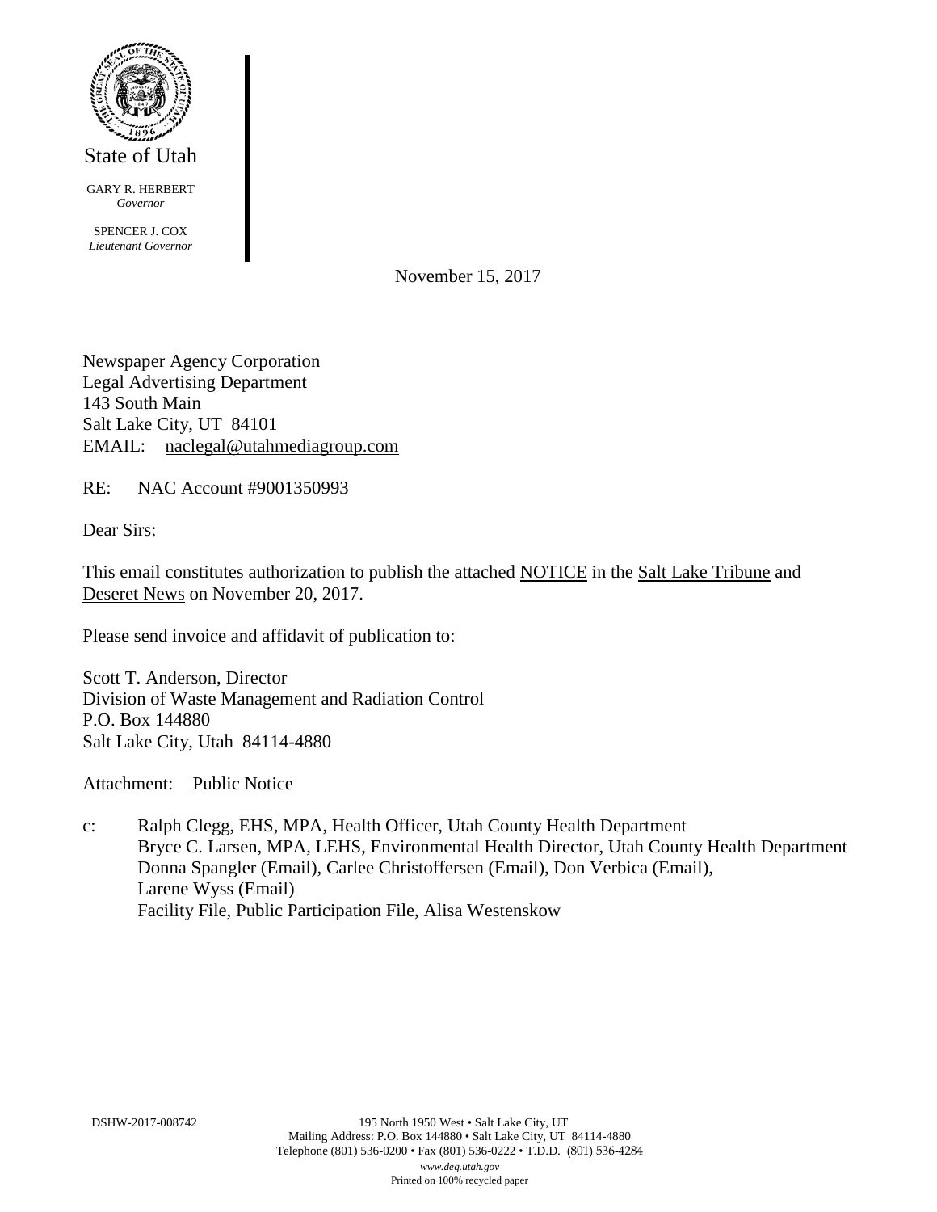State of Utah

GARY R. HERBERT
*Governor*

SPENCER J. COX
*Lieutenant Governor*

November 15, 2017

Newspaper Agency Corporation
Legal Advertising Department
143 South Main
Salt Lake City, UT 84101
EMAIL: naclegal@utahmediagroup.com

RE: NAC Account #9001350993

Dear Sirs:

This email constitutes authorization to publish the attached NOTICE in the Salt Lake Tribune and Deseret News on November 20, 2017.

Please send invoice and affidavit of publication to:

Scott T. Anderson, Director
Division of Waste Management and Radiation Control
P.O. Box 144880
Salt Lake City, Utah 84114-4880

Attachment: Public Notice

c: Ralph Clegg, EHS, MPA, Health Officer, Utah County Health Department
Bryce C. Larsen, MPA, LEHS, Environmental Health Director, Utah County Health Department
Donna Spangler (Email), Carlee Christoffersen (Email), Don Verbica (Email),
Larene Wyss (Email)
Facility File, Public Participation File, Alisa Westenskow

DSHW-2017-008742

195 North 1950 West • Salt Lake City, UT
Mailing Address: P.O. Box 144880 • Salt Lake City, UT 84114-4880
Telephone (801) 536-0200 • Fax (801) 536-0222 • T.D.D. (801) 536-4284
*www.deq.utah.gov*
Printed on 100% recycled paper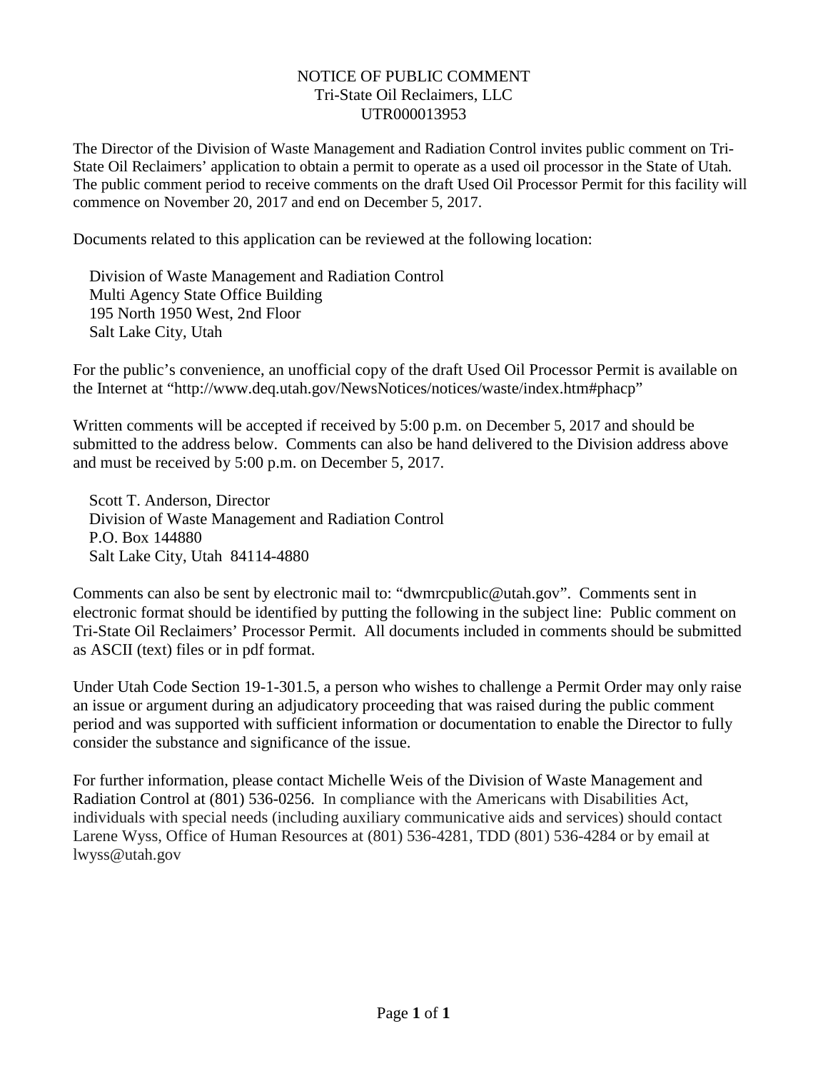# NOTICE OF PUBLIC COMMENT
## Tri-State Oil Reclaimers, LLC
## UTR000013953

The Director of the Division of Waste Management and Radiation Control invites public comment on Tri-State Oil Reclaimers' application to obtain a permit to operate as a used oil processor in the State of Utah. The public comment period to receive comments on the draft Used Oil Processor Permit for this facility will commence on November 20, 2017 and end on December 5, 2017.

Documents related to this application can be reviewed at the following location:

Division of Waste Management and Radiation Control  
Multi Agency State Office Building  
195 North 1950 West, 2nd Floor  
Salt Lake City, Utah

For the public's convenience, an unofficial copy of the draft Used Oil Processor Permit is available on the Internet at "http://www.deq.utah.gov/NewsNotices/notices/waste/index.htm#phacp"

Written comments will be accepted if received by 5:00 p.m. on December 5, 2017 and should be submitted to the address below. Comments can also be hand delivered to the Division address above and must be received by 5:00 p.m. on December 5, 2017.

Scott T. Anderson, Director  
Division of Waste Management and Radiation Control  
P.O. Box 144880  
Salt Lake City, Utah 84114-4880

Comments can also be sent by electronic mail to: "dwmrcpublic@utah.gov". Comments sent in electronic format should be identified by putting the following in the subject line: Public comment on Tri-State Oil Reclaimers' Processor Permit. All documents included in comments should be submitted as ASCII (text) files or in pdf format.

Under Utah Code Section 19-1-301.5, a person who wishes to challenge a Permit Order may only raise an issue or argument during an adjudicatory proceeding that was raised during the public comment period and was supported with sufficient information or documentation to enable the Director to fully consider the substance and significance of the issue.

For further information, please contact Michelle Weis of the Division of Waste Management and Radiation Control at (801) 536-0256. In compliance with the Americans with Disabilities Act, individuals with special needs (including auxiliary communicative aids and services) should contact Larene Wyss, Office of Human Resources at (801) 536-4281, TDD (801) 536-4284 or by email at lwyss@utah.gov